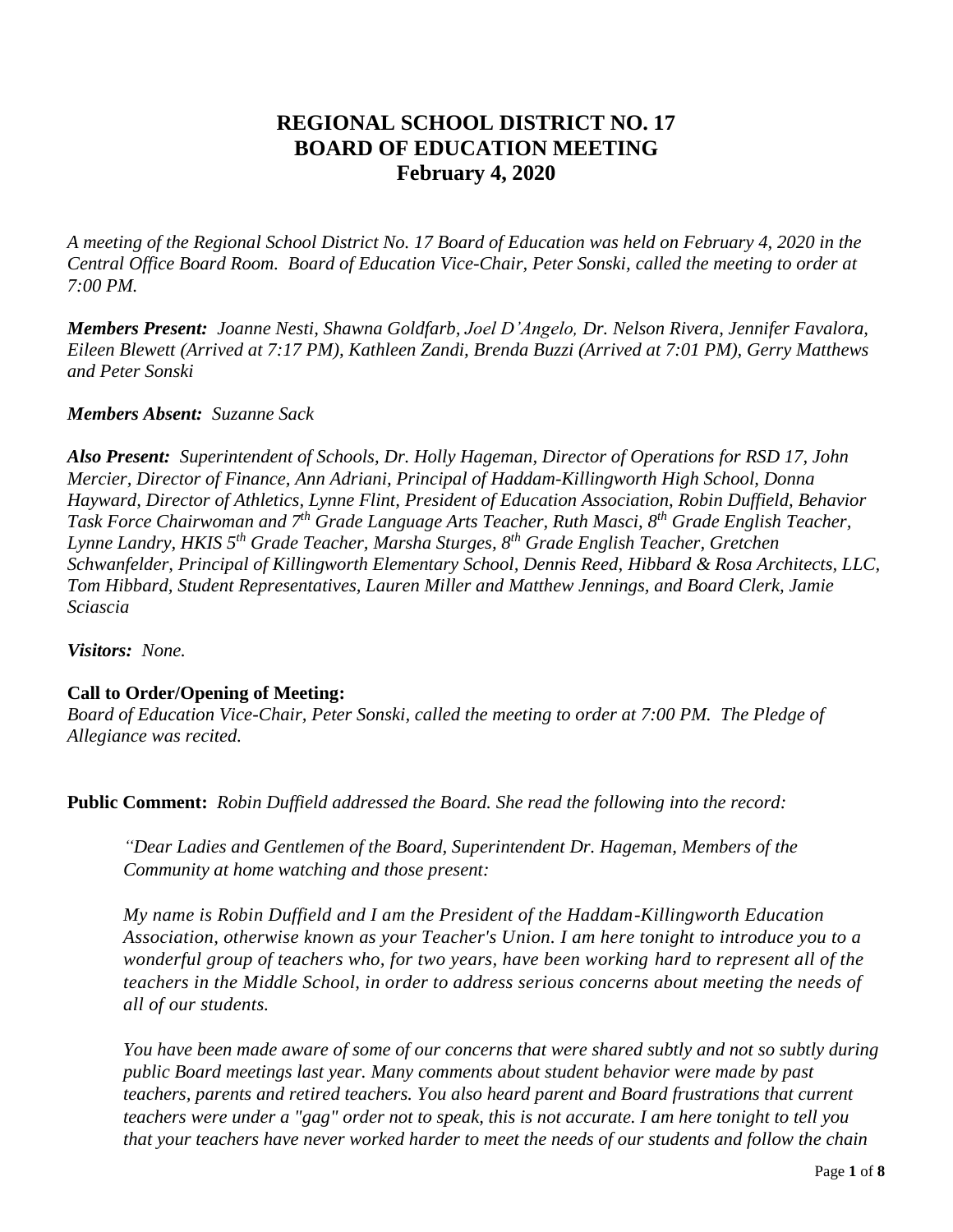# REGIONAL SCHOOL DISTRICT NO. 17
# BOARD OF EDUCATION MEETING
# February 4, 2020

*A meeting of the Regional School District No. 17 Board of Education was held on February 4, 2020 in the Central Office Board Room. Board of Education Vice-Chair, Peter Sonski, called the meeting to order at 7:00 PM.*

***Members Present:*** *Joanne Nesti, Shawna Goldfarb, Joel D'Angelo, Dr. Nelson Rivera, Jennifer Favalora, Eileen Blewett (Arrived at 7:17 PM), Kathleen Zandi, Brenda Buzzi (Arrived at 7:01 PM), Gerry Matthews and Peter Sonski*

***Members Absent:*** *Suzanne Sack*

***Also Present:*** *Superintendent of Schools, Dr. Holly Hageman, Director of Operations for RSD 17, John Mercier, Director of Finance, Ann Adriani, Principal of Haddam-Killingworth High School, Donna Hayward, Director of Athletics, Lynne Flint, President of Education Association, Robin Duffield, Behavior Task Force Chairwoman and 7th Grade Language Arts Teacher, Ruth Masci, 8th Grade English Teacher, Lynne Landry, HKIS 5th Grade Teacher, Marsha Sturges, 8th Grade English Teacher, Gretchen Schwanfelder, Principal of Killingworth Elementary School, Dennis Reed, Hibbard & Rosa Architects, LLC, Tom Hibbard, Student Representatives, Lauren Miller and Matthew Jennings, and Board Clerk, Jamie Sciascia*

***Visitors:*** *None.*

**Call to Order/Opening of Meeting:**
*Board of Education Vice-Chair, Peter Sonski, called the meeting to order at 7:00 PM. The Pledge of Allegiance was recited.*

**Public Comment:** *Robin Duffield addressed the Board. She read the following into the record:*

> *"Dear Ladies and Gentlemen of the Board, Superintendent Dr. Hageman, Members of the Community at home watching and those present:*
>
> *My name is Robin Duffield and I am the President of the Haddam-Killingworth Education Association, otherwise known as your Teacher's Union. I am here tonight to introduce you to a wonderful group of teachers who, for two years, have been working hard to represent all of the teachers in the Middle School, in order to address serious concerns about meeting the needs of all of our students.*
>
> *You have been made aware of some of our concerns that were shared subtly and not so subtly during public Board meetings last year. Many comments about student behavior were made by past teachers, parents and retired teachers. You also heard parent and Board frustrations that current teachers were under a "gag" order not to speak, this is not accurate. I am here tonight to tell you that your teachers have never worked harder to meet the needs of our students and follow the chain*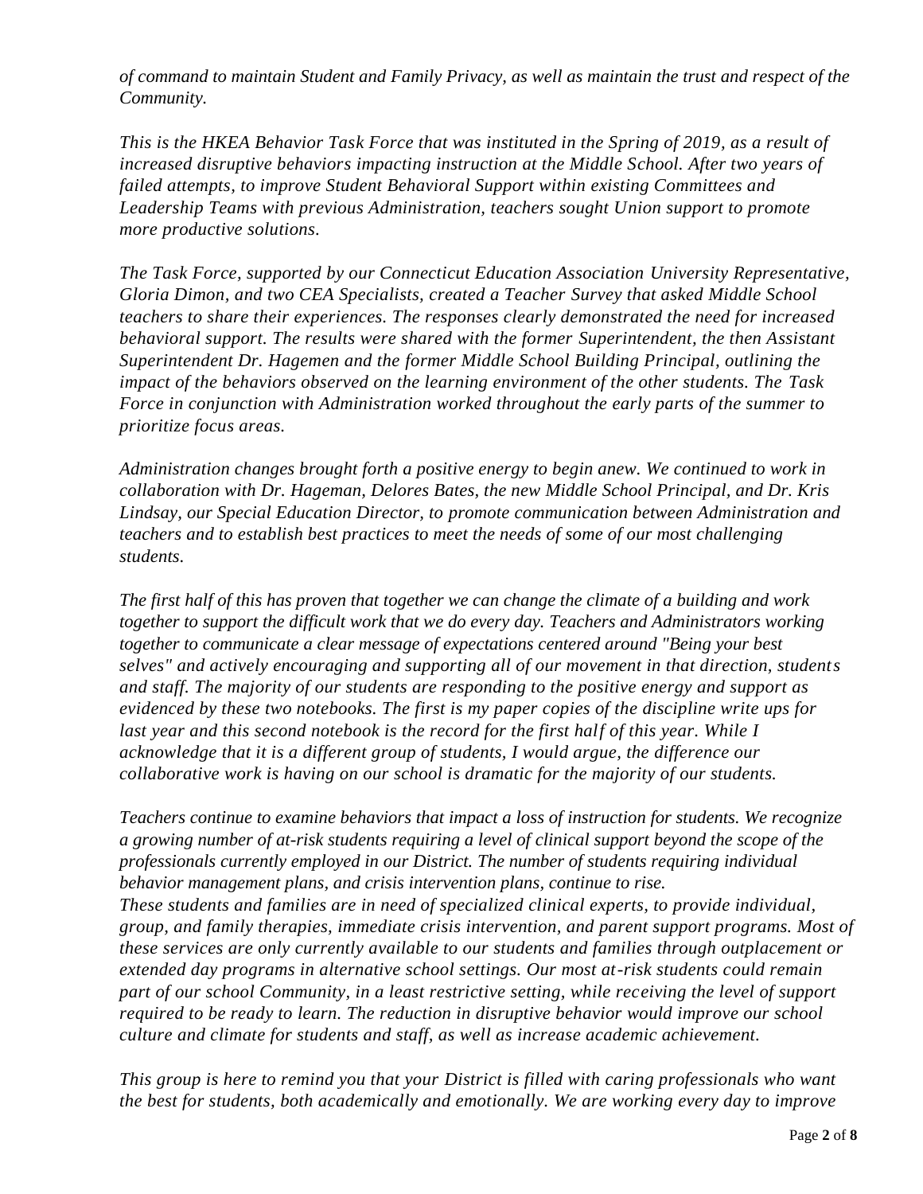*of command to maintain Student and Family Privacy, as well as maintain the trust and respect of the Community.*

*This is the HKEA Behavior Task Force that was instituted in the Spring of 2019, as a result of increased disruptive behaviors impacting instruction at the Middle School. After two years of failed attempts, to improve Student Behavioral Support within existing Committees and Leadership Teams with previous Administration, teachers sought Union support to promote more productive solutions.*

*The Task Force, supported by our Connecticut Education Association University Representative, Gloria Dimon, and two CEA Specialists, created a Teacher Survey that asked Middle School teachers to share their experiences. The responses clearly demonstrated the need for increased behavioral support. The results were shared with the former Superintendent, the then Assistant Superintendent Dr. Hagemen and the former Middle School Building Principal, outlining the impact of the behaviors observed on the learning environment of the other students. The Task Force in conjunction with Administration worked throughout the early parts of the summer to prioritize focus areas.*

*Administration changes brought forth a positive energy to begin anew. We continued to work in collaboration with Dr. Hageman, Delores Bates, the new Middle School Principal, and Dr. Kris Lindsay, our Special Education Director, to promote communication between Administration and teachers and to establish best practices to meet the needs of some of our most challenging students.*

*The first half of this has proven that together we can change the climate of a building and work together to support the difficult work that we do every day. Teachers and Administrators working together to communicate a clear message of expectations centered around "Being your best selves" and actively encouraging and supporting all of our movement in that direction, students and staff. The majority of our students are responding to the positive energy and support as evidenced by these two notebooks. The first is my paper copies of the discipline write ups for last year and this second notebook is the record for the first half of this year. While I acknowledge that it is a different group of students, I would argue, the difference our collaborative work is having on our school is dramatic for the majority of our students.*

*Teachers continue to examine behaviors that impact a loss of instruction for students. We recognize a growing number of at-risk students requiring a level of clinical support beyond the scope of the professionals currently employed in our District. The number of students requiring individual behavior management plans, and crisis intervention plans, continue to rise.*
*These students and families are in need of specialized clinical experts, to provide individual, group, and family therapies, immediate crisis intervention, and parent support programs. Most of these services are only currently available to our students and families through outplacement or extended day programs in alternative school settings. Our most at-risk students could remain part of our school Community, in a least restrictive setting, while receiving the level of support required to be ready to learn. The reduction in disruptive behavior would improve our school culture and climate for students and staff, as well as increase academic achievement.*

*This group is here to remind you that your District is filled with caring professionals who want the best for students, both academically and emotionally. We are working every day to improve*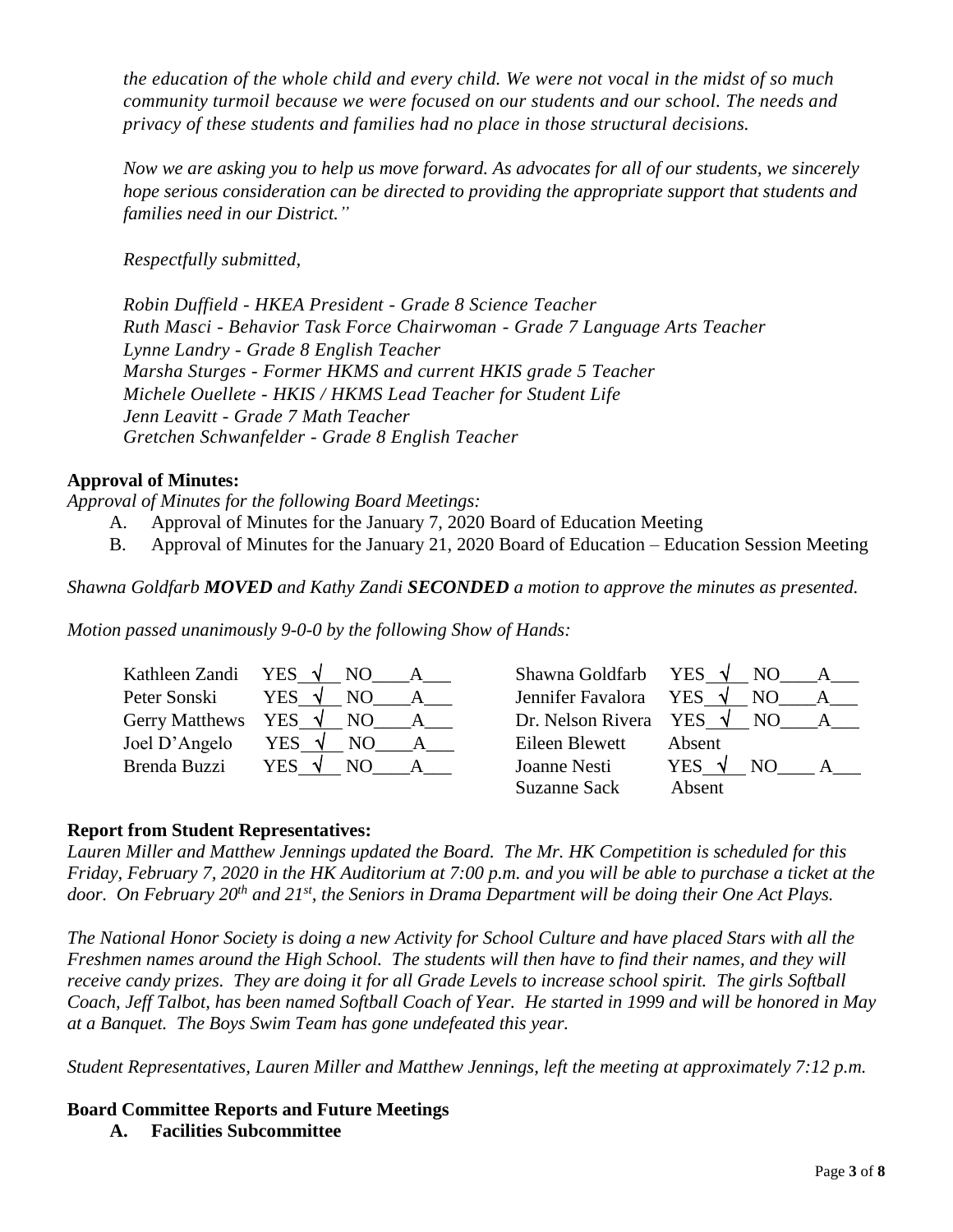*the education of the whole child and every child. We were not vocal in the midst of so much community turmoil because we were focused on our students and our school. The needs and privacy of these students and families had no place in those structural decisions.*

*Now we are asking you to help us move forward. As advocates for all of our students, we sincerely hope serious consideration can be directed to providing the appropriate support that students and families need in our District."*

*Respectfully submitted,*

*Robin Duffield - HKEA President - Grade 8 Science Teacher*
*Ruth Masci - Behavior Task Force Chairwoman - Grade 7 Language Arts Teacher*
*Lynne Landry - Grade 8 English Teacher*
*Marsha Sturges - Former HKMS and current HKIS grade 5 Teacher*
*Michele Ouellete - HKIS / HKMS Lead Teacher for Student Life*
*Jenn Leavitt - Grade 7 Math Teacher*
*Gretchen Schwanfelder - Grade 8 English Teacher*

**Approval of Minutes:**

*Approval of Minutes for the following Board Meetings:*

A. Approval of Minutes for the January 7, 2020 Board of Education Meeting
B. Approval of Minutes for the January 21, 2020 Board of Education – Education Session Meeting

*Shawna Goldfarb **MOVED** and Kathy Zandi **SECONDED** a motion to approve the minutes as presented.*

*Motion passed unanimously 9-0-0 by the following Show of Hands:*

| | | | |
|---|---|---|---|
| Kathleen Zandi | YES √ NO\_\_\_\_A\_\_\_ | Shawna Goldfarb | YES √ NO\_\_\_\_A\_\_\_ |
| Peter Sonski | YES √ NO\_\_\_\_A\_\_\_ | Jennifer Favalora | YES √ NO\_\_\_\_A\_\_\_ |
| Gerry Matthews | YES √ NO\_\_\_\_A\_\_\_ | Dr. Nelson Rivera | YES √ NO\_\_\_\_A\_\_\_ |
| Joel D'Angelo | YES √ NO\_\_\_\_A\_\_\_ | Eileen Blewett | Absent |
| Brenda Buzzi | YES √ NO\_\_\_\_A\_\_\_ | Joanne Nesti | YES √ NO\_\_\_\_A\_\_\_ |
| | | Suzanne Sack | Absent |

**Report from Student Representatives:**

*Lauren Miller and Matthew Jennings updated the Board. The Mr. HK Competition is scheduled for this Friday, February 7, 2020 in the HK Auditorium at 7:00 p.m. and you will be able to purchase a ticket at the door. On February 20th and 21st, the Seniors in Drama Department will be doing their One Act Plays.*

*The National Honor Society is doing a new Activity for School Culture and have placed Stars with all the Freshmen names around the High School. The students will then have to find their names, and they will receive candy prizes. They are doing it for all Grade Levels to increase school spirit. The girls Softball Coach, Jeff Talbot, has been named Softball Coach of Year. He started in 1999 and will be honored in May at a Banquet. The Boys Swim Team has gone undefeated this year.*

*Student Representatives, Lauren Miller and Matthew Jennings, left the meeting at approximately 7:12 p.m.*

**Board Committee Reports and Future Meetings**

**A. Facilities Subcommittee**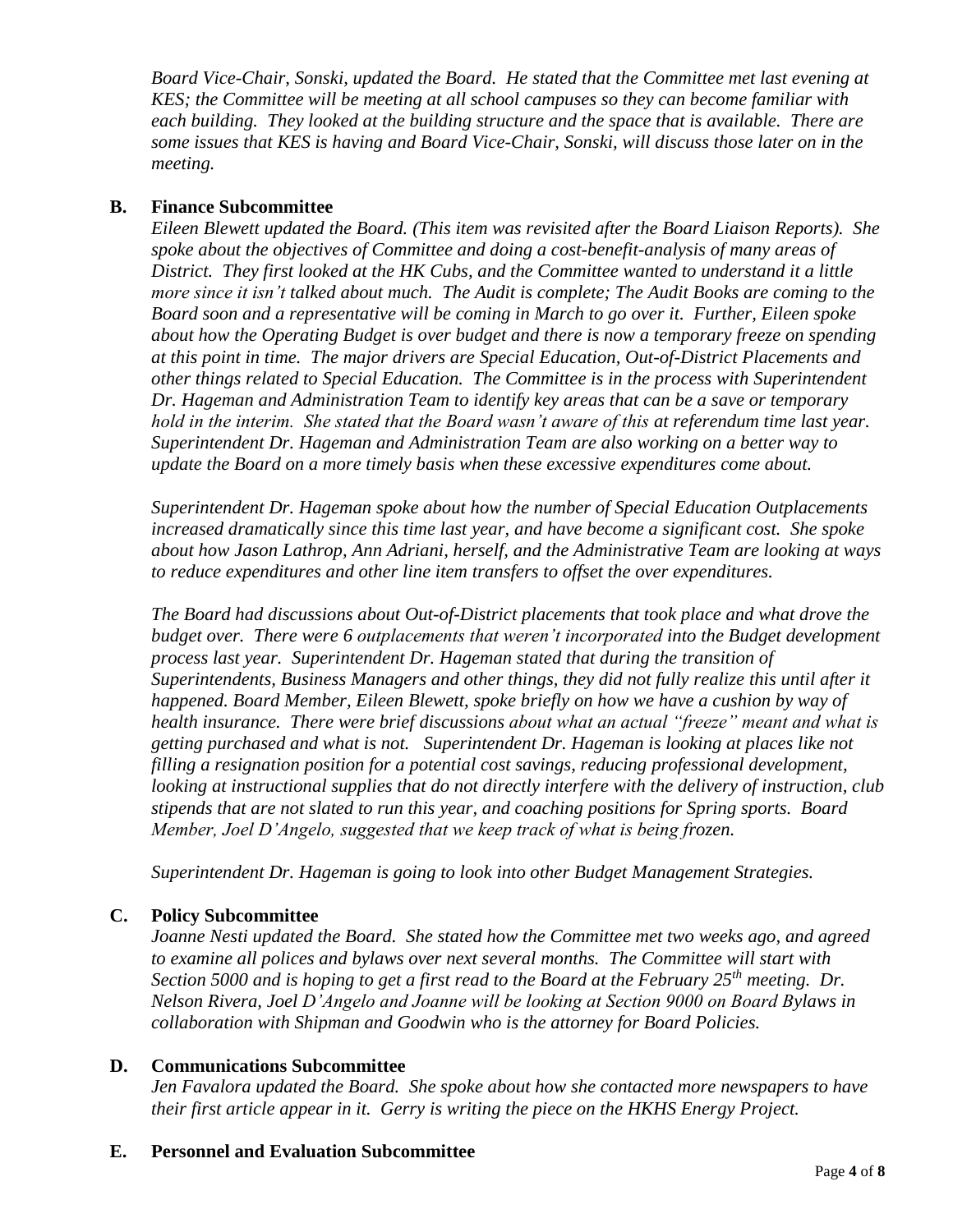*Board Vice-Chair, Sonski, updated the Board. He stated that the Committee met last evening at KES; the Committee will be meeting at all school campuses so they can become familiar with each building. They looked at the building structure and the space that is available. There are some issues that KES is having and Board Vice-Chair, Sonski, will discuss those later on in the meeting.*

**B. Finance Subcommittee**

*Eileen Blewett updated the Board. (This item was revisited after the Board Liaison Reports). She spoke about the objectives of Committee and doing a cost-benefit-analysis of many areas of District. They first looked at the HK Cubs, and the Committee wanted to understand it a little more since it isn't talked about much. The Audit is complete; The Audit Books are coming to the Board soon and a representative will be coming in March to go over it. Further, Eileen spoke about how the Operating Budget is over budget and there is now a temporary freeze on spending at this point in time. The major drivers are Special Education, Out-of-District Placements and other things related to Special Education. The Committee is in the process with Superintendent Dr. Hageman and Administration Team to identify key areas that can be a save or temporary hold in the interim. She stated that the Board wasn't aware of this at referendum time last year. Superintendent Dr. Hageman and Administration Team are also working on a better way to update the Board on a more timely basis when these excessive expenditures come about.*

*Superintendent Dr. Hageman spoke about how the number of Special Education Outplacements increased dramatically since this time last year, and have become a significant cost. She spoke about how Jason Lathrop, Ann Adriani, herself, and the Administrative Team are looking at ways to reduce expenditures and other line item transfers to offset the over expenditures.*

*The Board had discussions about Out-of-District placements that took place and what drove the budget over. There were 6 outplacements that weren't incorporated into the Budget development process last year. Superintendent Dr. Hageman stated that during the transition of Superintendents, Business Managers and other things, they did not fully realize this until after it happened. Board Member, Eileen Blewett, spoke briefly on how we have a cushion by way of health insurance. There were brief discussions about what an actual "freeze" meant and what is getting purchased and what is not. Superintendent Dr. Hageman is looking at places like not filling a resignation position for a potential cost savings, reducing professional development, looking at instructional supplies that do not directly interfere with the delivery of instruction, club stipends that are not slated to run this year, and coaching positions for Spring sports. Board Member, Joel D'Angelo, suggested that we keep track of what is being frozen.*

*Superintendent Dr. Hageman is going to look into other Budget Management Strategies.*

**C. Policy Subcommittee**

*Joanne Nesti updated the Board. She stated how the Committee met two weeks ago, and agreed to examine all polices and bylaws over next several months. The Committee will start with Section 5000 and is hoping to get a first read to the Board at the February 25th meeting. Dr. Nelson Rivera, Joel D'Angelo and Joanne will be looking at Section 9000 on Board Bylaws in collaboration with Shipman and Goodwin who is the attorney for Board Policies.*

**D. Communications Subcommittee**

*Jen Favalora updated the Board. She spoke about how she contacted more newspapers to have their first article appear in it. Gerry is writing the piece on the HKHS Energy Project.*

**E. Personnel and Evaluation Subcommittee**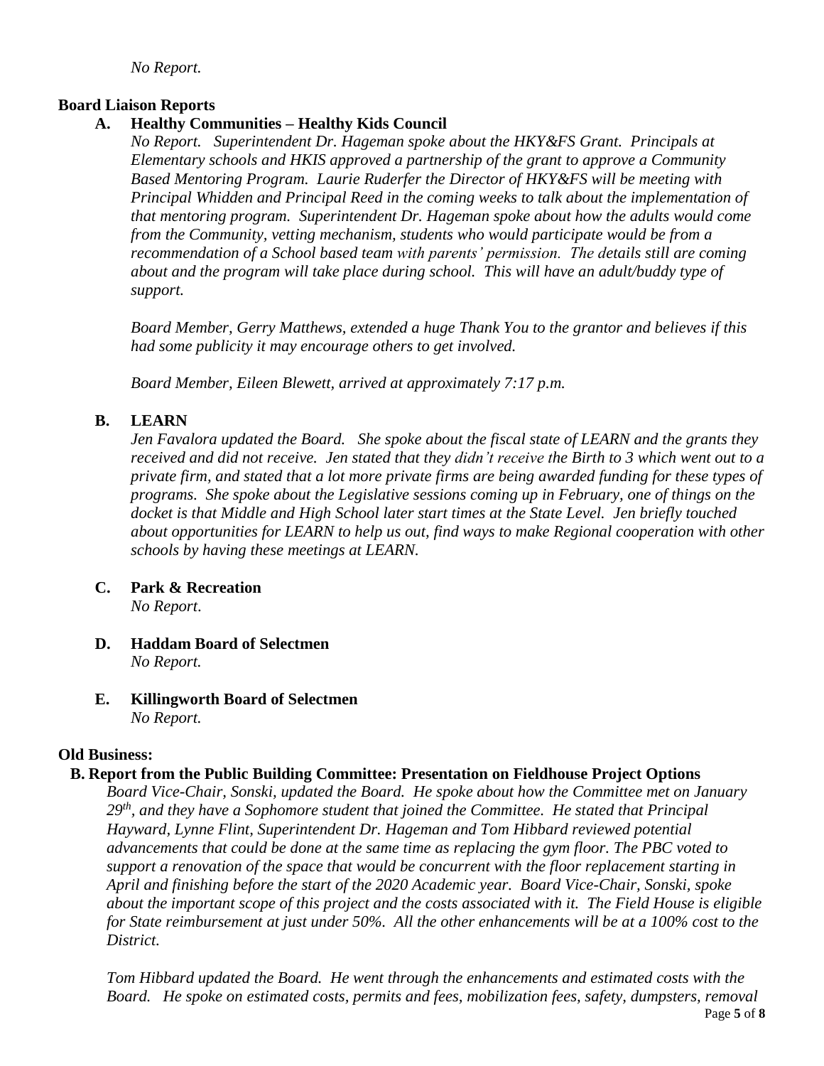*No Report.*

**Board Liaison Reports**

**A. Healthy Communities – Healthy Kids Council**

*No Report. Superintendent Dr. Hageman spoke about the HKY&FS Grant. Principals at Elementary schools and HKIS approved a partnership of the grant to approve a Community Based Mentoring Program. Laurie Ruderfer the Director of HKY&FS will be meeting with Principal Whidden and Principal Reed in the coming weeks to talk about the implementation of that mentoring program. Superintendent Dr. Hageman spoke about how the adults would come from the Community, vetting mechanism, students who would participate would be from a recommendation of a School based team with parents' permission. The details still are coming about and the program will take place during school. This will have an adult/buddy type of support.*

*Board Member, Gerry Matthews, extended a huge Thank You to the grantor and believes if this had some publicity it may encourage others to get involved.*

*Board Member, Eileen Blewett, arrived at approximately 7:17 p.m.*

**B. LEARN**

*Jen Favalora updated the Board. She spoke about the fiscal state of LEARN and the grants they received and did not receive. Jen stated that they didn't receive the Birth to 3 which went out to a private firm, and stated that a lot more private firms are being awarded funding for these types of programs. She spoke about the Legislative sessions coming up in February, one of things on the docket is that Middle and High School later start times at the State Level. Jen briefly touched about opportunities for LEARN to help us out, find ways to make Regional cooperation with other schools by having these meetings at LEARN.*

**C. Park & Recreation**

*No Report.*

**D. Haddam Board of Selectmen**

*No Report.*

**E. Killingworth Board of Selectmen**

*No Report.*

**Old Business:**

**B. Report from the Public Building Committee: Presentation on Fieldhouse Project Options**

*Board Vice-Chair, Sonski, updated the Board. He spoke about how the Committee met on January 29th, and they have a Sophomore student that joined the Committee. He stated that Principal Hayward, Lynne Flint, Superintendent Dr. Hageman and Tom Hibbard reviewed potential advancements that could be done at the same time as replacing the gym floor. The PBC voted to support a renovation of the space that would be concurrent with the floor replacement starting in April and finishing before the start of the 2020 Academic year. Board Vice-Chair, Sonski, spoke about the important scope of this project and the costs associated with it. The Field House is eligible for State reimbursement at just under 50%. All the other enhancements will be at a 100% cost to the District.*

*Tom Hibbard updated the Board. He went through the enhancements and estimated costs with the Board. He spoke on estimated costs, permits and fees, mobilization fees, safety, dumpsters, removal*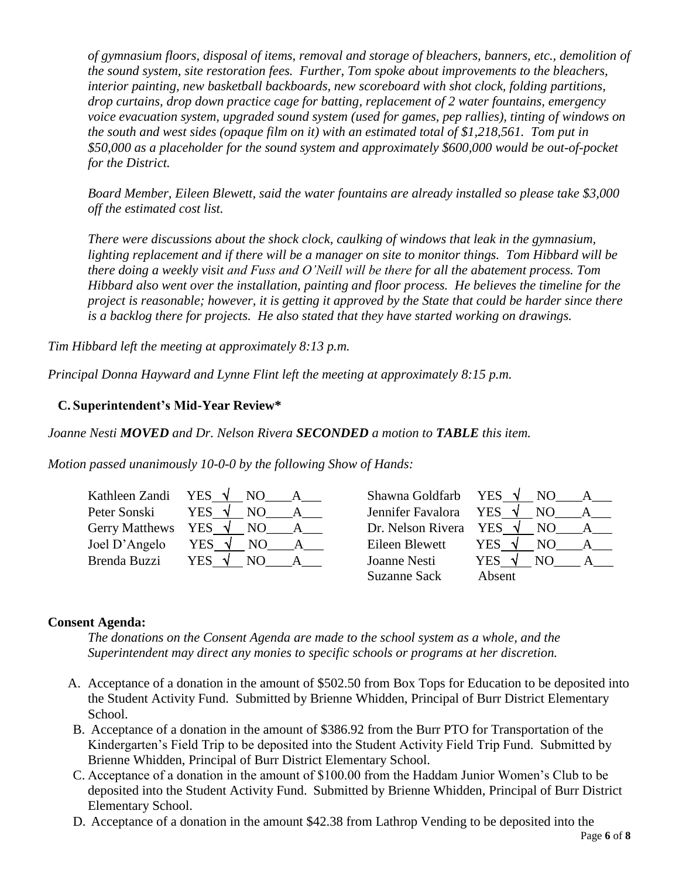*of gymnasium floors, disposal of items, removal and storage of bleachers, banners, etc., demolition of the sound system, site restoration fees. Further, Tom spoke about improvements to the bleachers, interior painting, new basketball backboards, new scoreboard with shot clock, folding partitions, drop curtains, drop down practice cage for batting, replacement of 2 water fountains, emergency voice evacuation system, upgraded sound system (used for games, pep rallies), tinting of windows on the south and west sides (opaque film on it) with an estimated total of $1,218,561. Tom put in $50,000 as a placeholder for the sound system and approximately $600,000 would be out-of-pocket for the District.*

*Board Member, Eileen Blewett, said the water fountains are already installed so please take $3,000 off the estimated cost list.*

*There were discussions about the shock clock, caulking of windows that leak in the gymnasium, lighting replacement and if there will be a manager on site to monitor things. Tom Hibbard will be there doing a weekly visit and Fuss and O'Neill will be there for all the abatement process. Tom Hibbard also went over the installation, painting and floor process. He believes the timeline for the project is reasonable; however, it is getting it approved by the State that could be harder since there is a backlog there for projects. He also stated that they have started working on drawings.*

*Tim Hibbard left the meeting at approximately 8:13 p.m.*

*Principal Donna Hayward and Lynne Flint left the meeting at approximately 8:15 p.m.*

**C. Superintendent's Mid-Year Review***

*Joanne Nesti **MOVED** and Dr. Nelson Rivera **SECONDED** a motion to **TABLE** this item.*

*Motion passed unanimously 10-0-0 by the following Show of Hands:*

| Name | YES | NO | A | Name | YES | NO | A |
|---|---|---|---|---|---|---|---|
| Kathleen Zandi | √ | | | Shawna Goldfarb | √ | | |
| Peter Sonski | √ | | | Jennifer Favalora | √ | | |
| Gerry Matthews | √ | | | Dr. Nelson Rivera | √ | | |
| Joel D'Angelo | √ | | | Eileen Blewett | √ | | |
| Brenda Buzzi | √ | | | Joanne Nesti | √ | | |
| | | | | Suzanne Sack | Absent | | |

**Consent Agenda:**

*The donations on the Consent Agenda are made to the school system as a whole, and the Superintendent may direct any monies to specific schools or programs at her discretion.*

A. Acceptance of a donation in the amount of $502.50 from Box Tops for Education to be deposited into the Student Activity Fund. Submitted by Brienne Whidden, Principal of Burr District Elementary School.

B. Acceptance of a donation in the amount of $386.92 from the Burr PTO for Transportation of the Kindergarten's Field Trip to be deposited into the Student Activity Field Trip Fund. Submitted by Brienne Whidden, Principal of Burr District Elementary School.

C. Acceptance of a donation in the amount of $100.00 from the Haddam Junior Women's Club to be deposited into the Student Activity Fund. Submitted by Brienne Whidden, Principal of Burr District Elementary School.

D. Acceptance of a donation in the amount $42.38 from Lathrop Vending to be deposited into the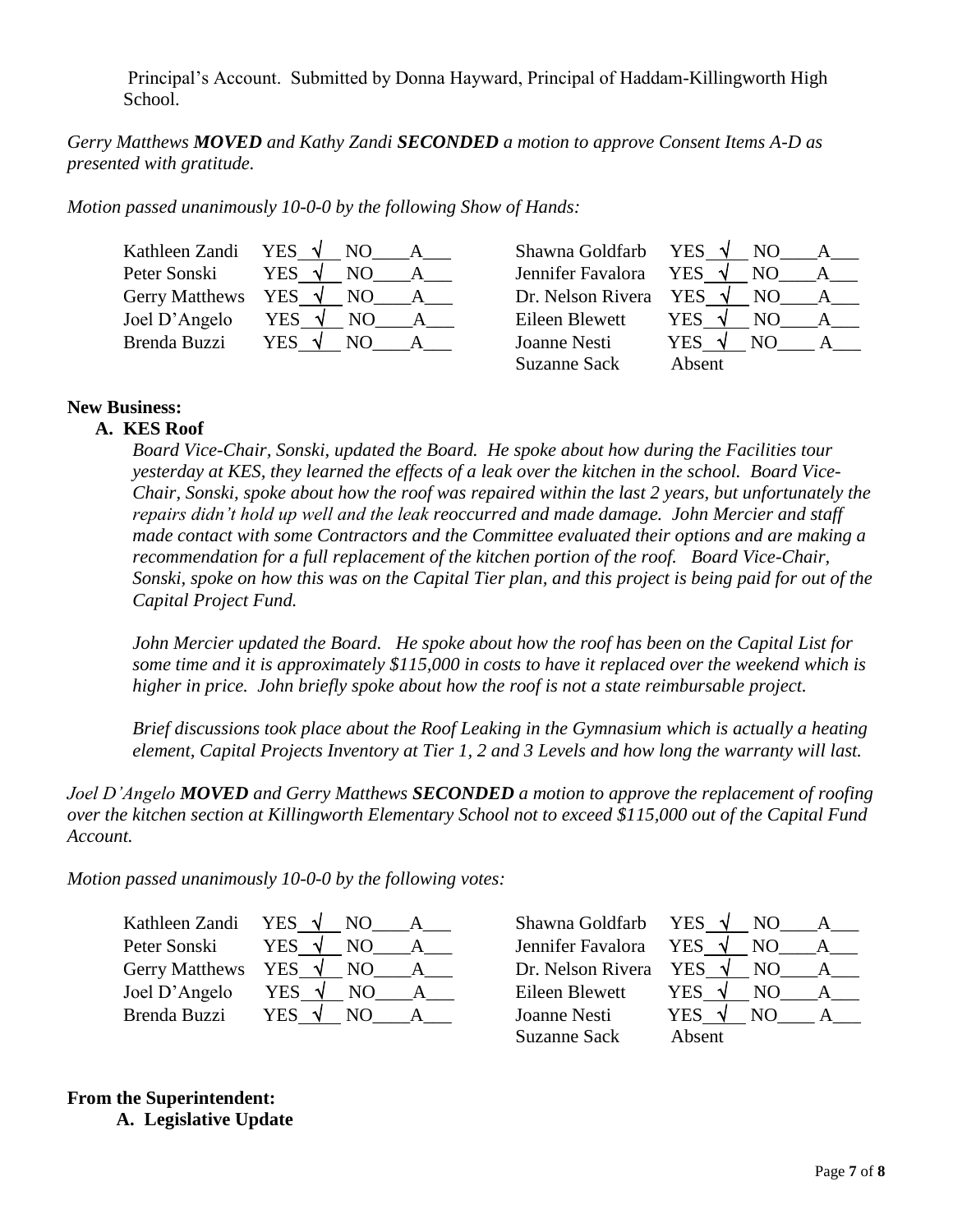Principal's Account. Submitted by Donna Hayward, Principal of Haddam-Killingworth High School.

*Gerry Matthews **MOVED** and Kathy Zandi **SECONDED** a motion to approve Consent Items A-D as presented with gratitude.*

*Motion passed unanimously 10-0-0 by the following Show of Hands:*

| Name | Vote | Name | Vote |
|---|---|---|---|
| Kathleen Zandi | YES √ NO___ A___ | Shawna Goldfarb | YES √ NO___ A___ |
| Peter Sonski | YES √ NO___ A___ | Jennifer Favalora | YES √ NO___ A___ |
| Gerry Matthews | YES √ NO___ A___ | Dr. Nelson Rivera | YES √ NO___ A___ |
| Joel D'Angelo | YES √ NO___ A___ | Eileen Blewett | YES √ NO___ A___ |
| Brenda Buzzi | YES √ NO___ A___ | Joanne Nesti | YES √ NO___ A___ |
| | | Suzanne Sack | Absent |

**New Business:**

**A. KES Roof**

*Board Vice-Chair, Sonski, updated the Board. He spoke about how during the Facilities tour yesterday at KES, they learned the effects of a leak over the kitchen in the school. Board Vice-Chair, Sonski, spoke about how the roof was repaired within the last 2 years, but unfortunately the repairs didn't hold up well and the leak reoccurred and made damage. John Mercier and staff made contact with some Contractors and the Committee evaluated their options and are making a recommendation for a full replacement of the kitchen portion of the roof. Board Vice-Chair, Sonski, spoke on how this was on the Capital Tier plan, and this project is being paid for out of the Capital Project Fund.*

*John Mercier updated the Board. He spoke about how the roof has been on the Capital List for some time and it is approximately $115,000 in costs to have it replaced over the weekend which is higher in price. John briefly spoke about how the roof is not a state reimbursable project.*

*Brief discussions took place about the Roof Leaking in the Gymnasium which is actually a heating element, Capital Projects Inventory at Tier 1, 2 and 3 Levels and how long the warranty will last.*

*Joel D'Angelo **MOVED** and Gerry Matthews **SECONDED** a motion to approve the replacement of roofing over the kitchen section at Killingworth Elementary School not to exceed $115,000 out of the Capital Fund Account.*

*Motion passed unanimously 10-0-0 by the following votes:*

| Name | Vote | Name | Vote |
|---|---|---|---|
| Kathleen Zandi | YES √ NO___ A___ | Shawna Goldfarb | YES √ NO___ A___ |
| Peter Sonski | YES √ NO___ A___ | Jennifer Favalora | YES √ NO___ A___ |
| Gerry Matthews | YES √ NO___ A___ | Dr. Nelson Rivera | YES √ NO___ A___ |
| Joel D'Angelo | YES √ NO___ A___ | Eileen Blewett | YES √ NO___ A___ |
| Brenda Buzzi | YES √ NO___ A___ | Joanne Nesti | YES √ NO___ A___ |
| | | Suzanne Sack | Absent |

**From the Superintendent:**

**A. Legislative Update**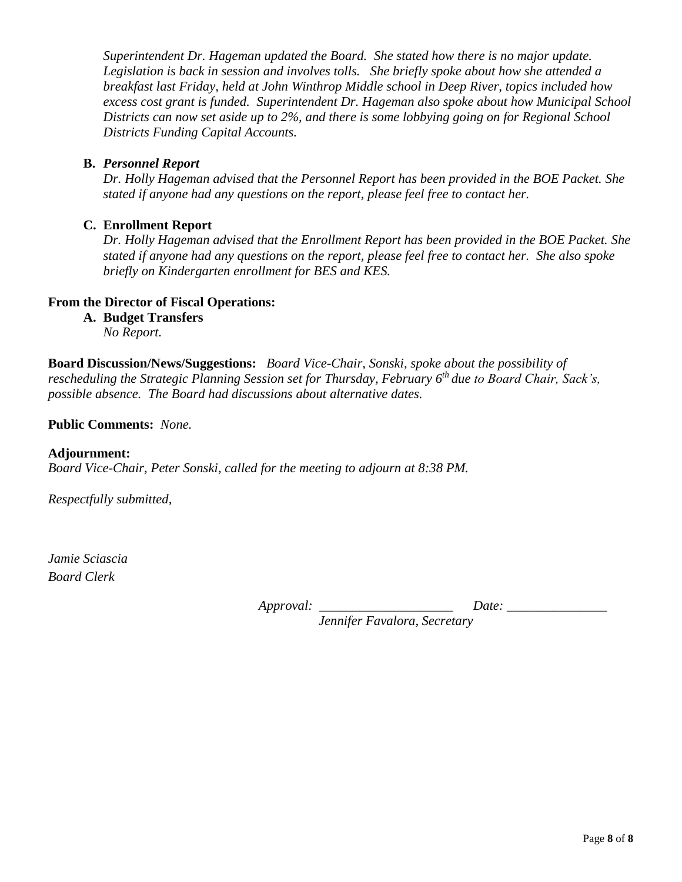*Superintendent Dr. Hageman updated the Board. She stated how there is no major update. Legislation is back in session and involves tolls. She briefly spoke about how she attended a breakfast last Friday, held at John Winthrop Middle school in Deep River, topics included how excess cost grant is funded. Superintendent Dr. Hageman also spoke about how Municipal School Districts can now set aside up to 2%, and there is some lobbying going on for Regional School Districts Funding Capital Accounts.*

**B.** ***Personnel Report***
*Dr. Holly Hageman advised that the Personnel Report has been provided in the BOE Packet. She stated if anyone had any questions on the report, please feel free to contact her.*

**C. Enrollment Report**
*Dr. Holly Hageman advised that the Enrollment Report has been provided in the BOE Packet. She stated if anyone had any questions on the report, please feel free to contact her. She also spoke briefly on Kindergarten enrollment for BES and KES.*

**From the Director of Fiscal Operations:**

**A. Budget Transfers**
*No Report.*

**Board Discussion/News/Suggestions:** *Board Vice-Chair, Sonski, spoke about the possibility of rescheduling the Strategic Planning Session set for Thursday, February 6th due to Board Chair, Sack's, possible absence. The Board had discussions about alternative dates.*

**Public Comments:** *None.*

**Adjournment:**
*Board Vice-Chair, Peter Sonski, called for the meeting to adjourn at 8:38 PM.*

*Respectfully submitted,*

*Jamie Sciascia*
*Board Clerk*

*Approval:* ____________________ *Date:* _______________
*Jennifer Favalora, Secretary*